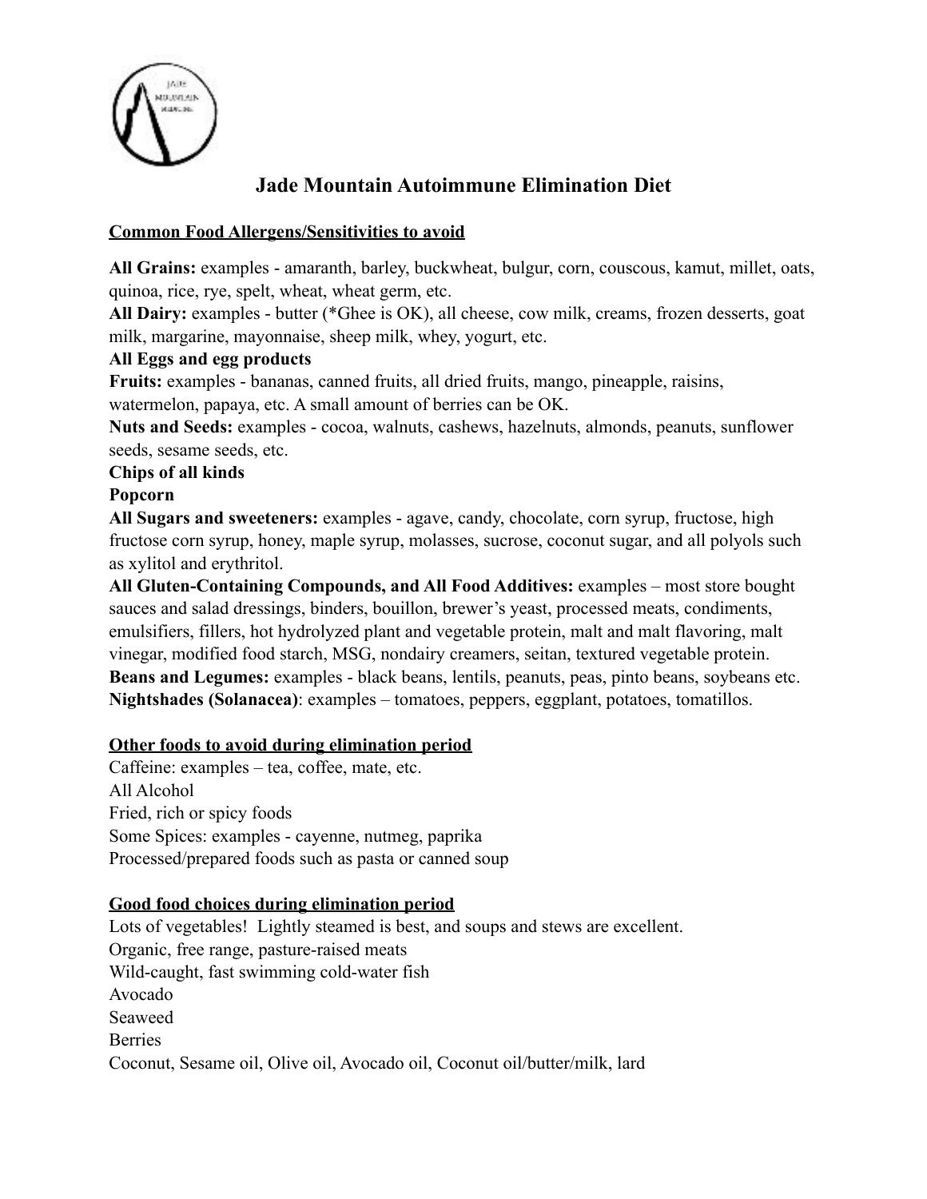# Jade Mountain Autoimmune Elimination Diet

## Common Food Allergens/Sensitivities to avoid

**All Grains:** examples - amaranth, barley, buckwheat, bulgur, corn, couscous, kamut, millet, oats, quinoa, rice, rye, spelt, wheat, wheat germ, etc.
**All Dairy:** examples - butter (*Ghee is OK), all cheese, cow milk, creams, frozen desserts, goat milk, margarine, mayonnaise, sheep milk, whey, yogurt, etc.
**All Eggs and egg products**
**Fruits:** examples - bananas, canned fruits, all dried fruits, mango, pineapple, raisins, watermelon, papaya, etc. A small amount of berries can be OK.
**Nuts and Seeds:** examples - cocoa, walnuts, cashews, hazelnuts, almonds, peanuts, sunflower seeds, sesame seeds, etc.
**Chips of all kinds**
**Popcorn**
**All Sugars and sweeteners:** examples - agave, candy, chocolate, corn syrup, fructose, high fructose corn syrup, honey, maple syrup, molasses, sucrose, coconut sugar, and all polyols such as xylitol and erythritol.
**All Gluten-Containing Compounds, and All Food Additives:** examples – most store bought sauces and salad dressings, binders, bouillon, brewer's yeast, processed meats, condiments, emulsifiers, fillers, hot hydrolyzed plant and vegetable protein, malt and malt flavoring, malt vinegar, modified food starch, MSG, nondairy creamers, seitan, textured vegetable protein.
**Beans and Legumes:** examples - black beans, lentils, peanuts, peas, pinto beans, soybeans etc.
**Nightshades (Solanacea)**: examples – tomatoes, peppers, eggplant, potatoes, tomatillos.

## Other foods to avoid during elimination period

Caffeine: examples – tea, coffee, mate, etc.
All Alcohol
Fried, rich or spicy foods
Some Spices: examples - cayenne, nutmeg, paprika
Processed/prepared foods such as pasta or canned soup

## Good food choices during elimination period

Lots of vegetables! Lightly steamed is best, and soups and stews are excellent.
Organic, free range, pasture-raised meats
Wild-caught, fast swimming cold-water fish
Avocado
Seaweed
Berries
Coconut, Sesame oil, Olive oil, Avocado oil, Coconut oil/butter/milk, lard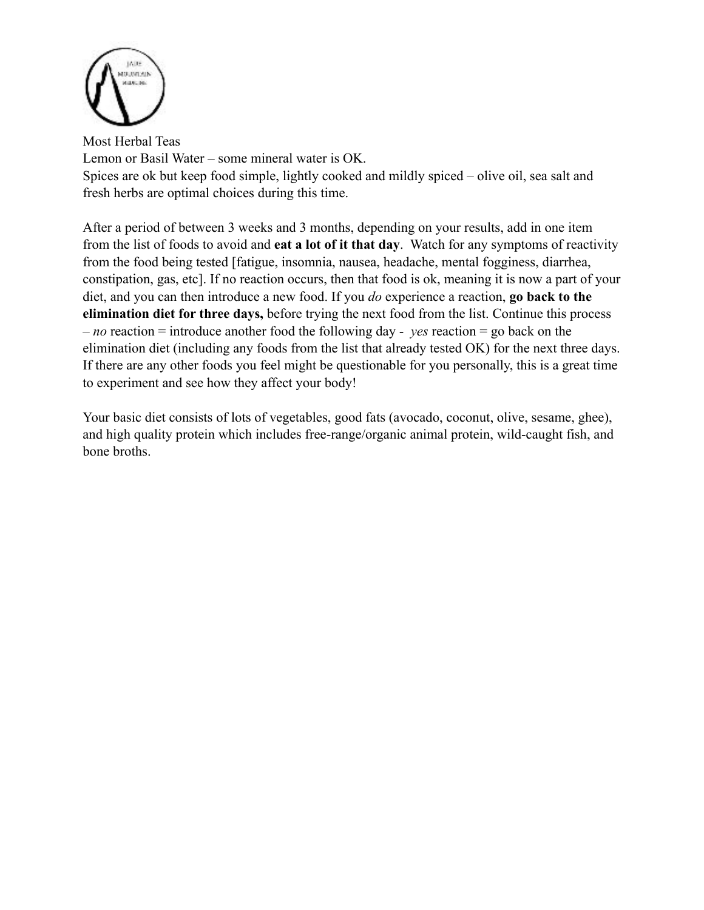Most Herbal Teas
Lemon or Basil Water – some mineral water is OK.
Spices are ok but keep food simple, lightly cooked and mildly spiced – olive oil, sea salt and fresh herbs are optimal choices during this time.

After a period of between 3 weeks and 3 months, depending on your results, add in one item from the list of foods to avoid and **eat a lot of it that day**. Watch for any symptoms of reactivity from the food being tested [fatigue, insomnia, nausea, headache, mental fogginess, diarrhea, constipation, gas, etc]. If no reaction occurs, then that food is ok, meaning it is now a part of your diet, and you can then introduce a new food. If you *do* experience a reaction, **go back to the elimination diet for three days,** before trying the next food from the list. Continue this process – *no* reaction = introduce another food the following day - *yes* reaction = go back on the elimination diet (including any foods from the list that already tested OK) for the next three days. If there are any other foods you feel might be questionable for you personally, this is a great time to experiment and see how they affect your body!

Your basic diet consists of lots of vegetables, good fats (avocado, coconut, olive, sesame, ghee), and high quality protein which includes free-range/organic animal protein, wild-caught fish, and bone broths.